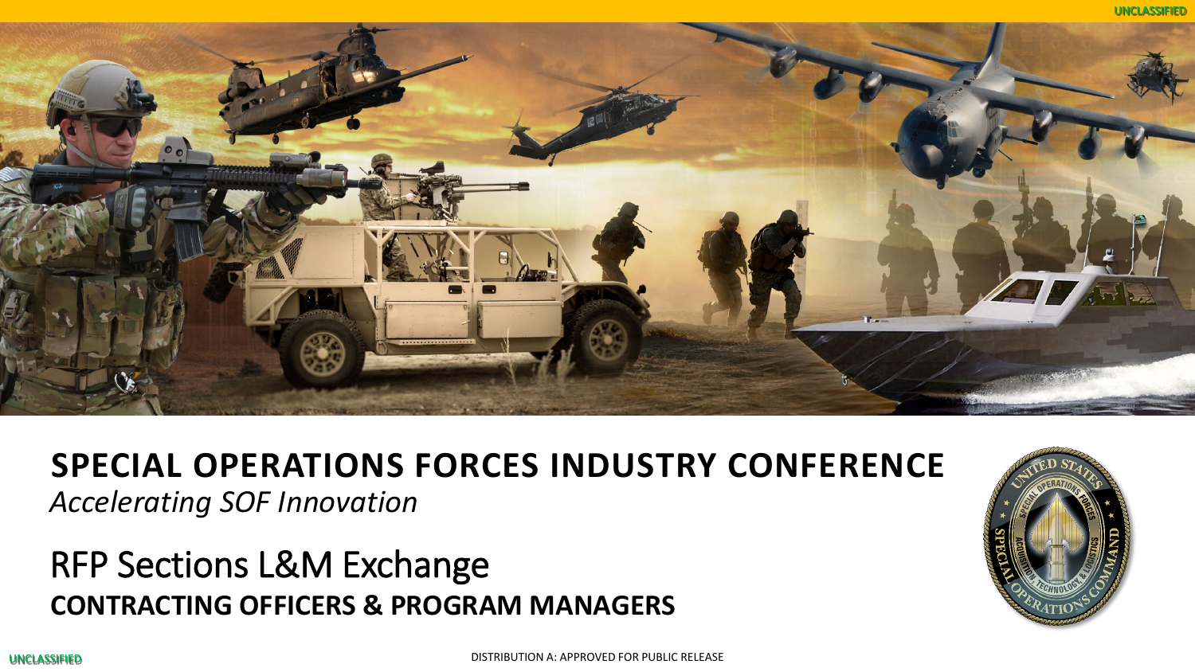# SPECIAL OPERATIONS FORCES INDUSTRY CONFERENCE

*Accelerating SOF Innovation*

## RFP Sections L&M Exchange

**CONTRACTING OFFICERS & PROGRAM MANAGERS**

UNCLASSIFIED

DISTRIBUTION A: APPROVED FOR PUBLIC RELEASE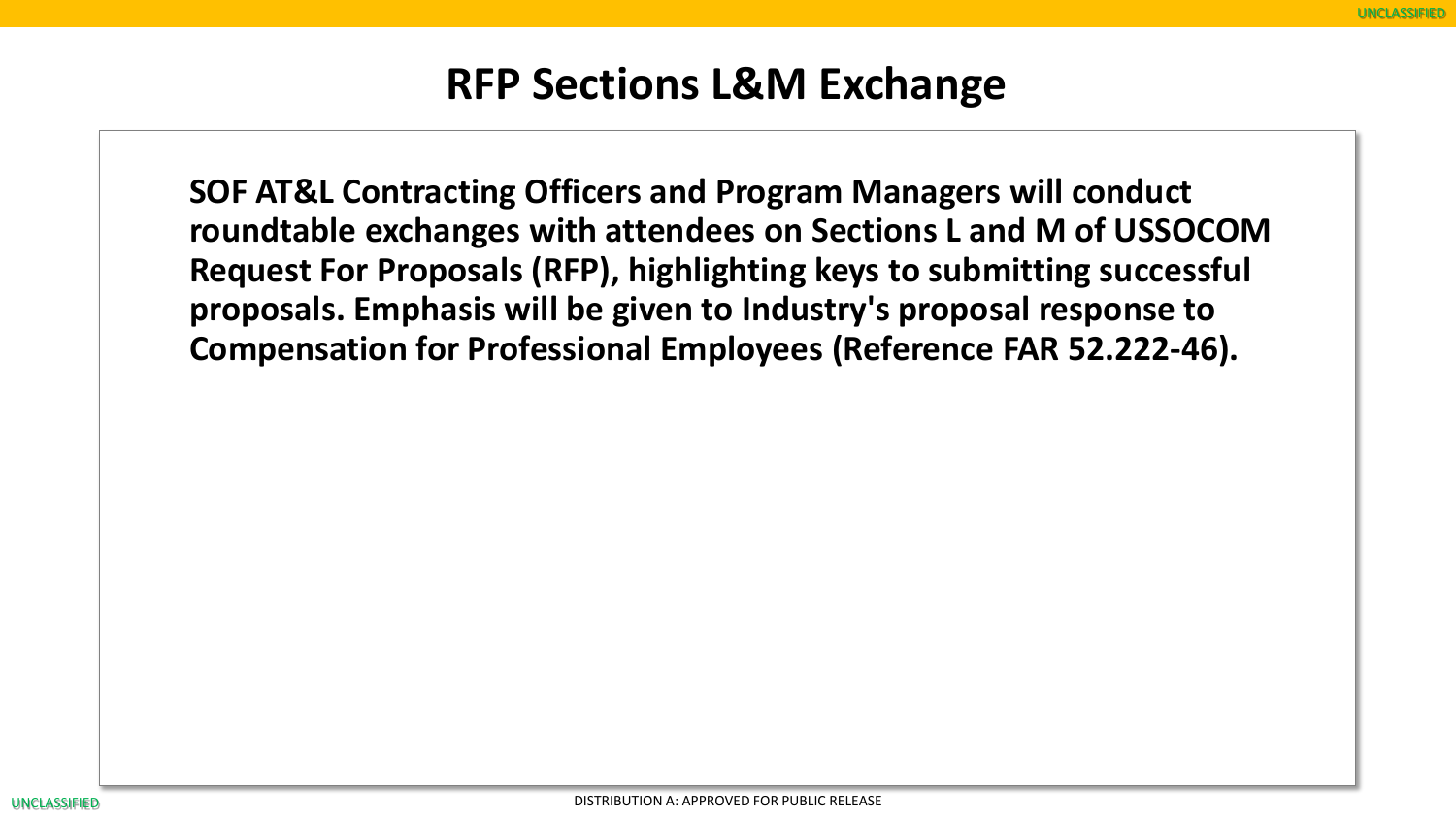# RFP Sections L&M Exchange

**SOF AT&L Contracting Officers and Program Managers will conduct roundtable exchanges with attendees on Sections L and M of USSOCOM Request For Proposals (RFP), highlighting keys to submitting successful proposals. Emphasis will be given to Industry's proposal response to Compensation for Professional Employees (Reference FAR 52.222-46).**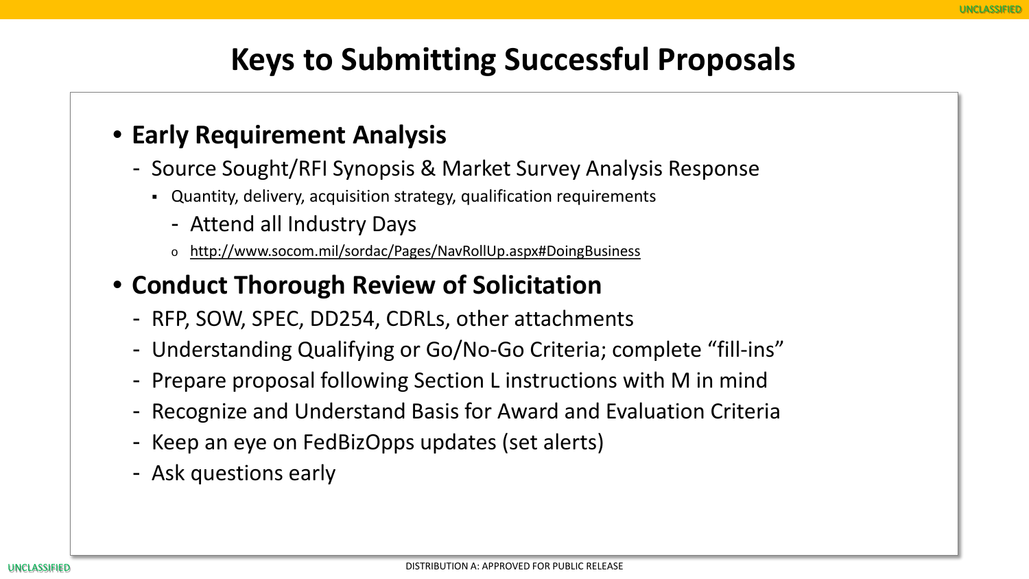# Keys to Submitting Successful Proposals

- **Early Requirement Analysis**
  - Source Sought/RFI Synopsis & Market Survey Analysis Response
    - Quantity, delivery, acquisition strategy, qualification requirements
      - Attend all Industry Days
        - http://www.socom.mil/sordac/Pages/NavRollUp.aspx#DoingBusiness
- **Conduct Thorough Review of Solicitation**
  - RFP, SOW, SPEC, DD254, CDRLs, other attachments
  - Understanding Qualifying or Go/No-Go Criteria; complete "fill-ins"
  - Prepare proposal following Section L instructions with M in mind
  - Recognize and Understand Basis for Award and Evaluation Criteria
  - Keep an eye on FedBizOpps updates (set alerts)
  - Ask questions early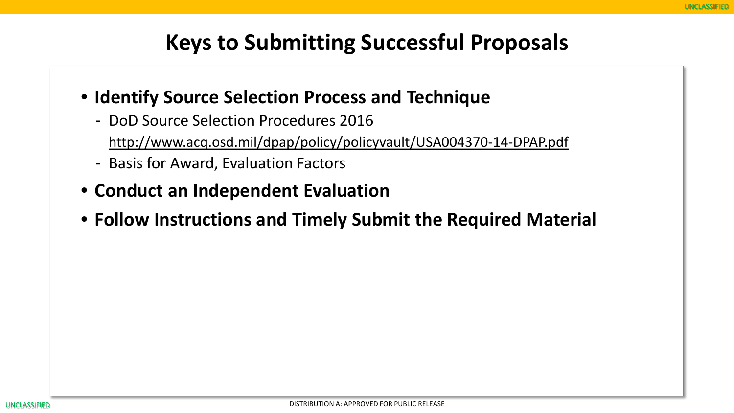# Keys to Submitting Successful Proposals

- **Identify Source Selection Process and Technique**
  - DoD Source Selection Procedures 2016
    http://www.acq.osd.mil/dpap/policy/policyvault/USA004370-14-DPAP.pdf
  - Basis for Award, Evaluation Factors
- **Conduct an Independent Evaluation**
- **Follow Instructions and Timely Submit the Required Material**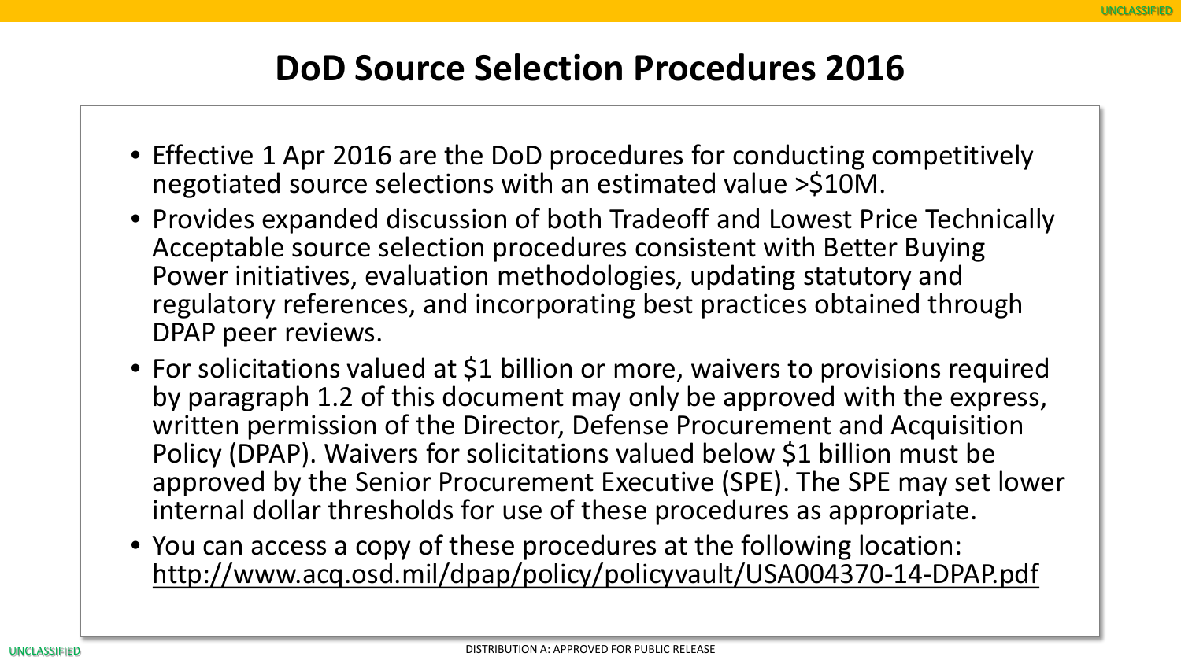# DoD Source Selection Procedures 2016

- Effective 1 Apr 2016 are the DoD procedures for conducting competitively negotiated source selections with an estimated value >$10M.
- Provides expanded discussion of both Tradeoff and Lowest Price Technically Acceptable source selection procedures consistent with Better Buying Power initiatives, evaluation methodologies, updating statutory and regulatory references, and incorporating best practices obtained through DPAP peer reviews.
- For solicitations valued at $1 billion or more, waivers to provisions required by paragraph 1.2 of this document may only be approved with the express, written permission of the Director, Defense Procurement and Acquisition Policy (DPAP). Waivers for solicitations valued below $1 billion must be approved by the Senior Procurement Executive (SPE). The SPE may set lower internal dollar thresholds for use of these procedures as appropriate.
- You can access a copy of these procedures at the following location: http://www.acq.osd.mil/dpap/policy/policyvault/USA004370-14-DPAP.pdf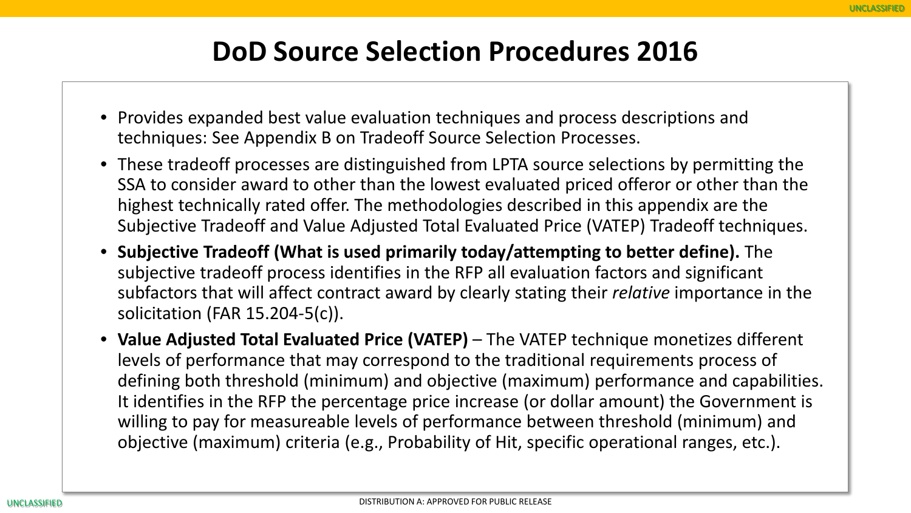# DoD Source Selection Procedures 2016

- Provides expanded best value evaluation techniques and process descriptions and techniques: See Appendix B on Tradeoff Source Selection Processes.
- These tradeoff processes are distinguished from LPTA source selections by permitting the SSA to consider award to other than the lowest evaluated priced offeror or other than the highest technically rated offer. The methodologies described in this appendix are the Subjective Tradeoff and Value Adjusted Total Evaluated Price (VATEP) Tradeoff techniques.
- **Subjective Tradeoff (What is used primarily today/attempting to better define).** The subjective tradeoff process identifies in the RFP all evaluation factors and significant subfactors that will affect contract award by clearly stating their *relative* importance in the solicitation (FAR 15.204-5(c)).
- **Value Adjusted Total Evaluated Price (VATEP)** – The VATEP technique monetizes different levels of performance that may correspond to the traditional requirements process of defining both threshold (minimum) and objective (maximum) performance and capabilities. It identifies in the RFP the percentage price increase (or dollar amount) the Government is willing to pay for measureable levels of performance between threshold (minimum) and objective (maximum) criteria (e.g., Probability of Hit, specific operational ranges, etc.).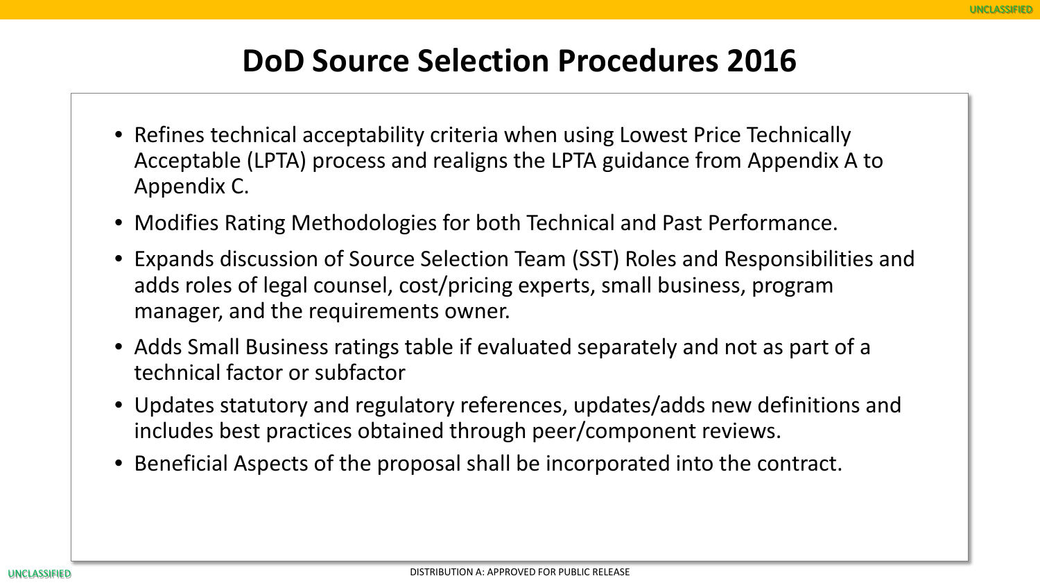# DoD Source Selection Procedures 2016

- Refines technical acceptability criteria when using Lowest Price Technically Acceptable (LPTA) process and realigns the LPTA guidance from Appendix A to Appendix C.
- Modifies Rating Methodologies for both Technical and Past Performance.
- Expands discussion of Source Selection Team (SST) Roles and Responsibilities and adds roles of legal counsel, cost/pricing experts, small business, program manager, and the requirements owner.
- Adds Small Business ratings table if evaluated separately and not as part of a technical factor or subfactor
- Updates statutory and regulatory references, updates/adds new definitions and includes best practices obtained through peer/component reviews.
- Beneficial Aspects of the proposal shall be incorporated into the contract.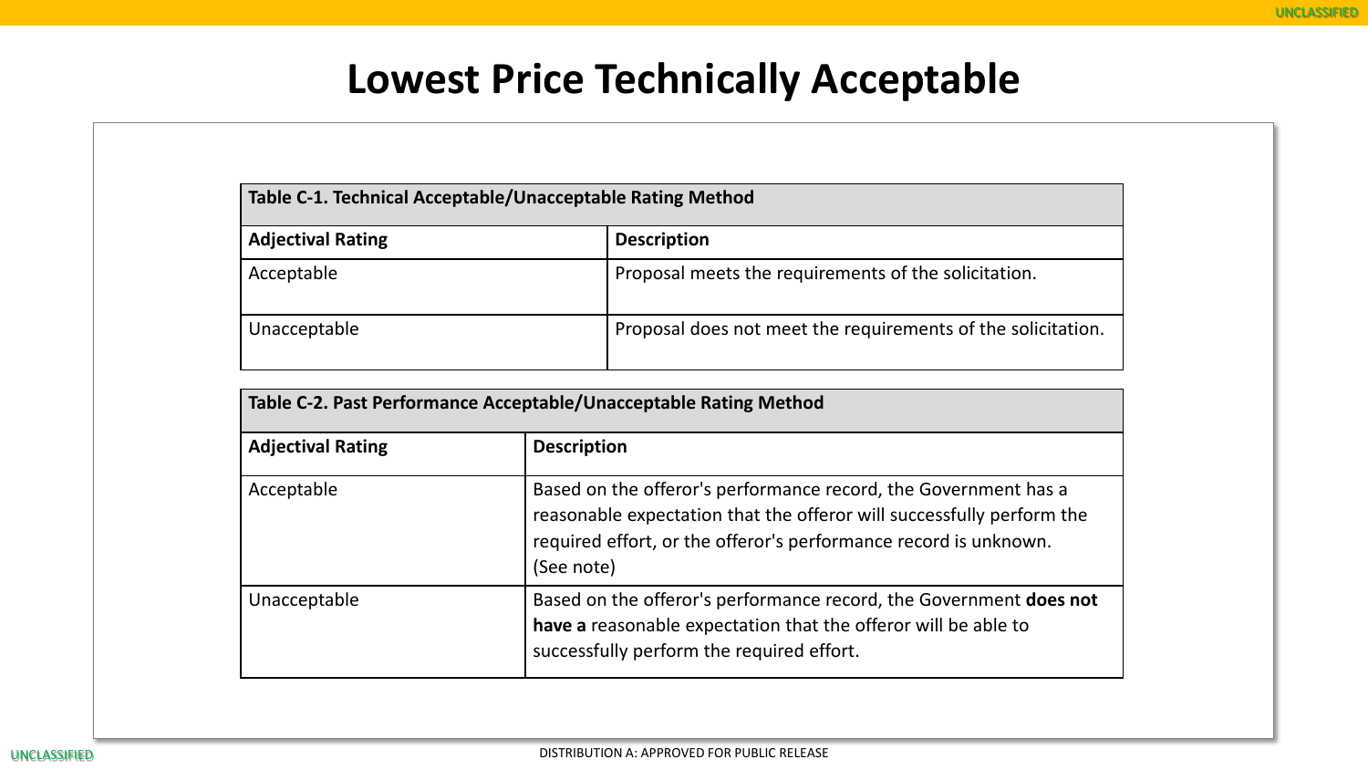# Lowest Price Technically Acceptable

| Table C-1. Technical Acceptable/Unacceptable Rating Method | |
|---|---|
| **Adjectival Rating** | **Description** |
| Acceptable | Proposal meets the requirements of the solicitation. |
| Unacceptable | Proposal does not meet the requirements of the solicitation. |

| Table C-2. Past Performance Acceptable/Unacceptable Rating Method | |
|---|---|
| **Adjectival Rating** | **Description** |
| Acceptable | Based on the offeror's performance record, the Government has a reasonable expectation that the offeror will successfully perform the required effort, or the offeror's performance record is unknown. (See note) |
| Unacceptable | Based on the offeror's performance record, the Government **does not have a** reasonable expectation that the offeror will be able to successfully perform the required effort. |

DISTRIBUTION A: APPROVED FOR PUBLIC RELEASE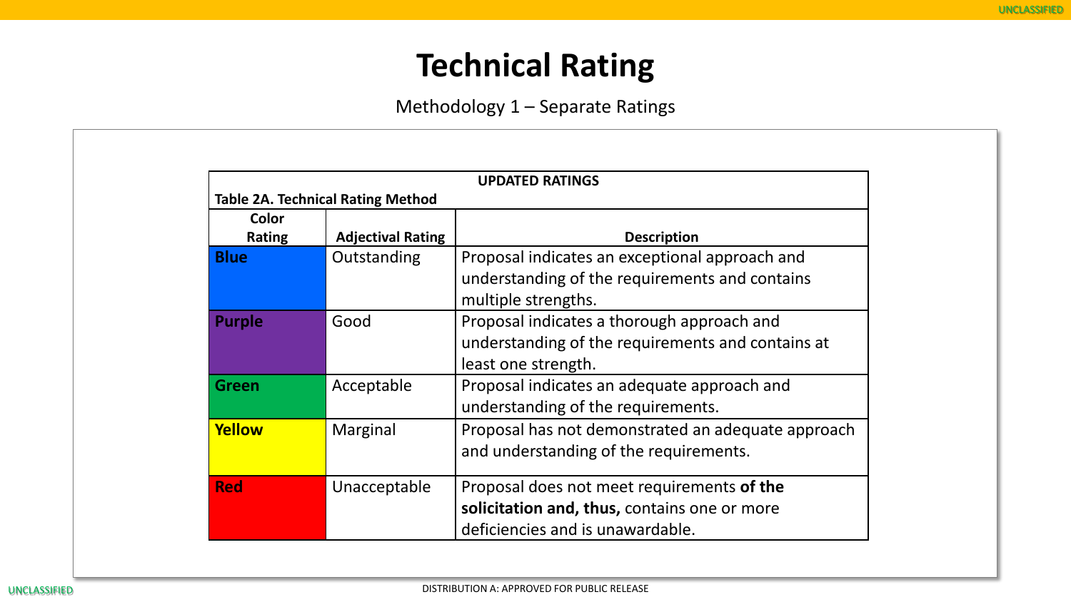# Technical Rating

Methodology 1 – Separate Ratings

**UPDATED RATINGS**

**Table 2A. Technical Rating Method**

| Color Rating | Adjectival Rating | Description |
|---|---|---|
| **Blue** | Outstanding | Proposal indicates an exceptional approach and understanding of the requirements and contains multiple strengths. |
| **Purple** | Good | Proposal indicates a thorough approach and understanding of the requirements and contains at least one strength. |
| **Green** | Acceptable | Proposal indicates an adequate approach and understanding of the requirements. |
| **Yellow** | Marginal | Proposal has not demonstrated an adequate approach and understanding of the requirements. |
| **Red** | Unacceptable | Proposal does not meet requirements **of the solicitation and, thus,** contains one or more deficiencies and is unawardable. |

DISTRIBUTION A: APPROVED FOR PUBLIC RELEASE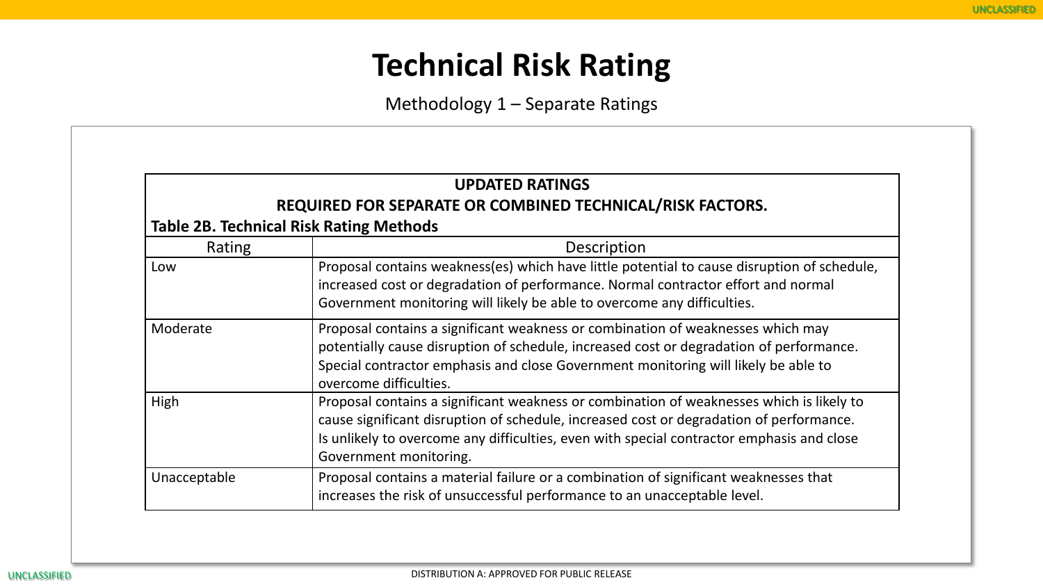# Technical Risk Rating

Methodology 1 – Separate Ratings

**UPDATED RATINGS**

**REQUIRED FOR SEPARATE OR COMBINED TECHNICAL/RISK FACTORS.**

**Table 2B. Technical Risk Rating Methods**

| Rating | Description |
|---|---|
| Low | Proposal contains weakness(es) which have little potential to cause disruption of schedule, increased cost or degradation of performance. Normal contractor effort and normal Government monitoring will likely be able to overcome any difficulties. |
| Moderate | Proposal contains a significant weakness or combination of weaknesses which may potentially cause disruption of schedule, increased cost or degradation of performance. Special contractor emphasis and close Government monitoring will likely be able to overcome difficulties. |
| High | Proposal contains a significant weakness or combination of weaknesses which is likely to cause significant disruption of schedule, increased cost or degradation of performance. Is unlikely to overcome any difficulties, even with special contractor emphasis and close Government monitoring. |
| Unacceptable | Proposal contains a material failure or a combination of significant weaknesses that increases the risk of unsuccessful performance to an unacceptable level. |

DISTRIBUTION A: APPROVED FOR PUBLIC RELEASE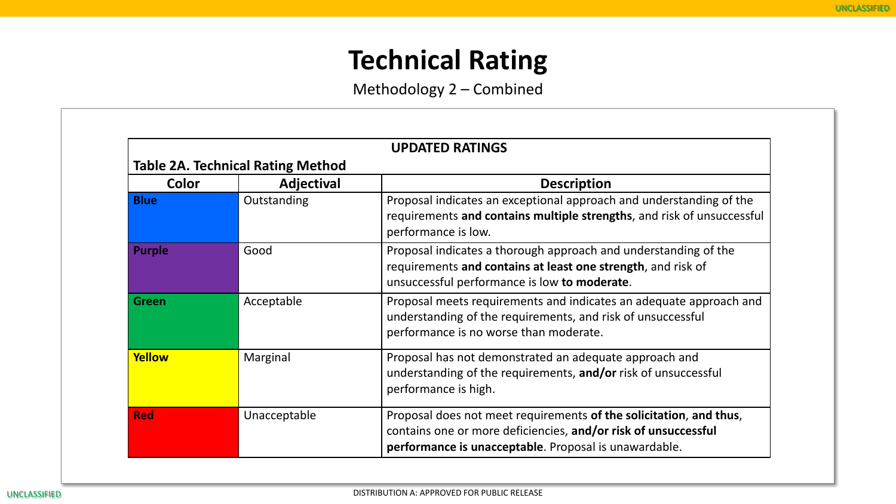# Technical Rating

Methodology 2 – Combined

**UPDATED RATINGS**

**Table 2A. Technical Rating Method**

| Color | Adjectival | Description |
|---|---|---|
| **Blue** | Outstanding | Proposal indicates an exceptional approach and understanding of the requirements **and contains multiple strengths**, and risk of unsuccessful performance is low. |
| **Purple** | Good | Proposal indicates a thorough approach and understanding of the requirements **and contains at least one strength**, and risk of unsuccessful performance is low **to moderate**. |
| **Green** | Acceptable | Proposal meets requirements and indicates an adequate approach and understanding of the requirements, and risk of unsuccessful performance is no worse than moderate. |
| **Yellow** | Marginal | Proposal has not demonstrated an adequate approach and understanding of the requirements, **and/or** risk of unsuccessful performance is high. |
| **Red** | Unacceptable | Proposal does not meet requirements **of the solicitation**, **and thus**, contains one or more deficiencies, **and/or risk of unsuccessful performance is unacceptable**. Proposal is unawardable. |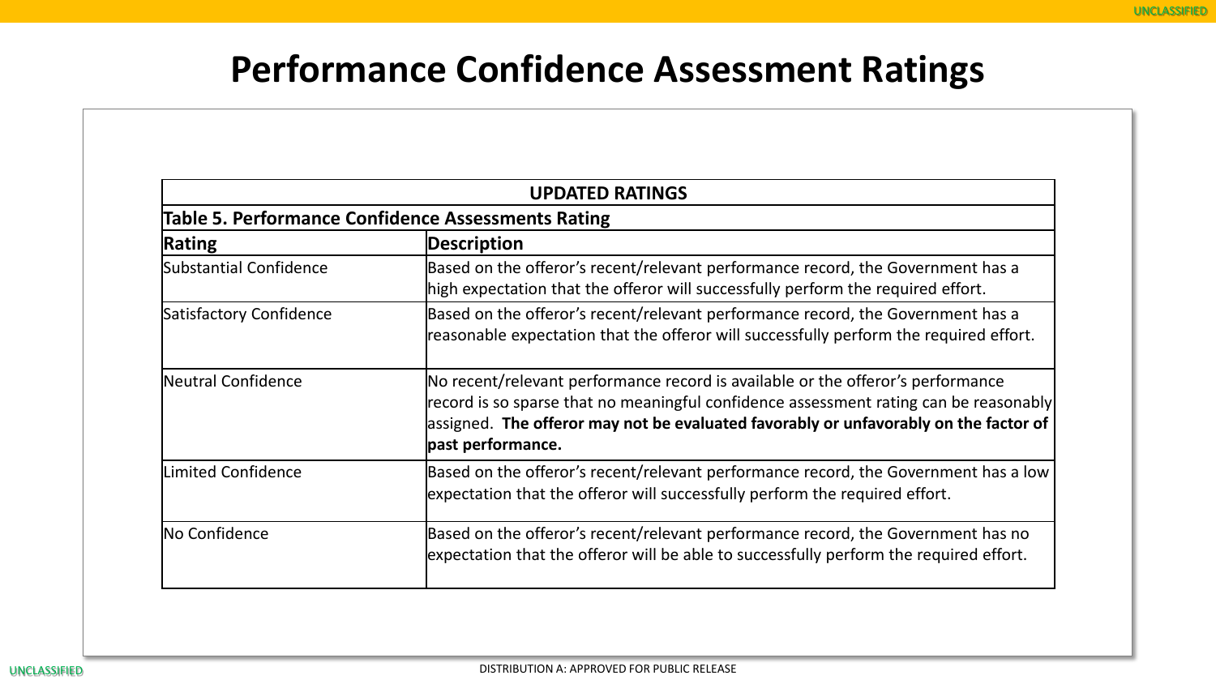# Performance Confidence Assessment Ratings

| UPDATED RATINGS | |
|---|---|
| **Table 5. Performance Confidence Assessments Rating** | |
| **Rating** | **Description** |
| Substantial Confidence | Based on the offeror’s recent/relevant performance record, the Government has a high expectation that the offeror will successfully perform the required effort. |
| Satisfactory Confidence | Based on the offeror’s recent/relevant performance record, the Government has a reasonable expectation that the offeror will successfully perform the required effort. |
| Neutral Confidence | No recent/relevant performance record is available or the offeror’s performance record is so sparse that no meaningful confidence assessment rating can be reasonably assigned. **The offeror may not be evaluated favorably or unfavorably on the factor of past performance.** |
| Limited Confidence | Based on the offeror’s recent/relevant performance record, the Government has a low expectation that the offeror will successfully perform the required effort. |
| No Confidence | Based on the offeror’s recent/relevant performance record, the Government has no expectation that the offeror will be able to successfully perform the required effort. |

DISTRIBUTION A: APPROVED FOR PUBLIC RELEASE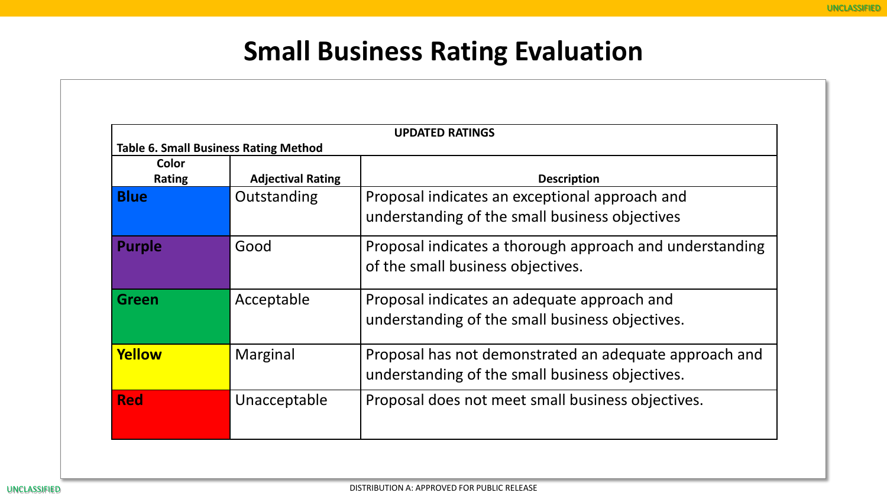# Small Business Rating Evaluation

**UPDATED RATINGS**

**Table 6. Small Business Rating Method**

| Color Rating | Adjectival Rating | Description |
|---|---|---|
| **Blue** | Outstanding | Proposal indicates an exceptional approach and understanding of the small business objectives |
| **Purple** | Good | Proposal indicates a thorough approach and understanding of the small business objectives. |
| **Green** | Acceptable | Proposal indicates an adequate approach and understanding of the small business objectives. |
| **Yellow** | Marginal | Proposal has not demonstrated an adequate approach and understanding of the small business objectives. |
| **Red** | Unacceptable | Proposal does not meet small business objectives. |

DISTRIBUTION A: APPROVED FOR PUBLIC RELEASE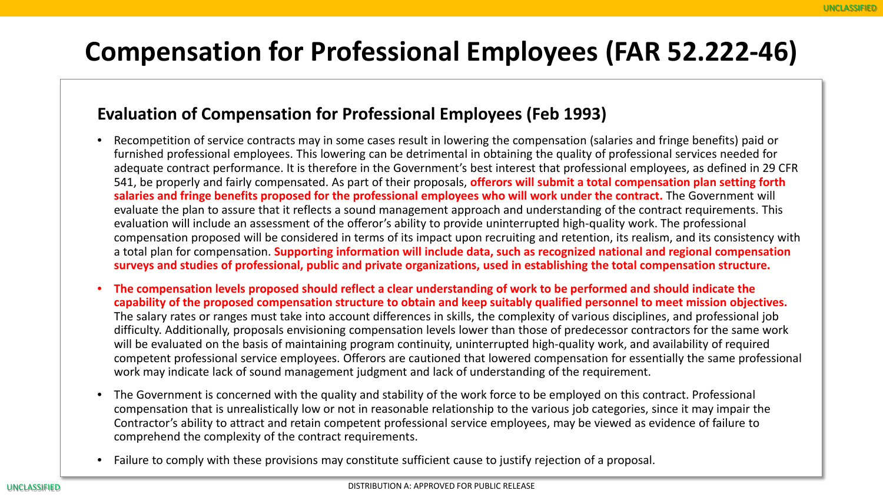# Compensation for Professional Employees (FAR 52.222-46)

## Evaluation of Compensation for Professional Employees (Feb 1993)

- Recompetition of service contracts may in some cases result in lowering the compensation (salaries and fringe benefits) paid or furnished professional employees. This lowering can be detrimental in obtaining the quality of professional services needed for adequate contract performance. It is therefore in the Government's best interest that professional employees, as defined in 29 CFR 541, be properly and fairly compensated. As part of their proposals, **offerors will submit a total compensation plan setting forth salaries and fringe benefits proposed for the professional employees who will work under the contract.** The Government will evaluate the plan to assure that it reflects a sound management approach and understanding of the contract requirements. This evaluation will include an assessment of the offeror's ability to provide uninterrupted high-quality work. The professional compensation proposed will be considered in terms of its impact upon recruiting and retention, its realism, and its consistency with a total plan for compensation. **Supporting information will include data, such as recognized national and regional compensation surveys and studies of professional, public and private organizations, used in establishing the total compensation structure.**
- **The compensation levels proposed should reflect a clear understanding of work to be performed and should indicate the capability of the proposed compensation structure to obtain and keep suitably qualified personnel to meet mission objectives.** The salary rates or ranges must take into account differences in skills, the complexity of various disciplines, and professional job difficulty. Additionally, proposals envisioning compensation levels lower than those of predecessor contractors for the same work will be evaluated on the basis of maintaining program continuity, uninterrupted high-quality work, and availability of required competent professional service employees. Offerors are cautioned that lowered compensation for essentially the same professional work may indicate lack of sound management judgment and lack of understanding of the requirement.
- The Government is concerned with the quality and stability of the work force to be employed on this contract. Professional compensation that is unrealistically low or not in reasonable relationship to the various job categories, since it may impair the Contractor's ability to attract and retain competent professional service employees, may be viewed as evidence of failure to comprehend the complexity of the contract requirements.
- Failure to comply with these provisions may constitute sufficient cause to justify rejection of a proposal.